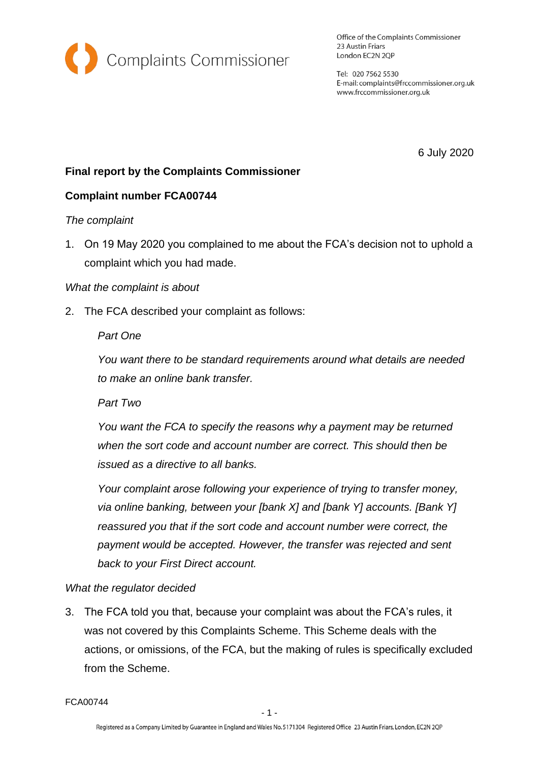Complaints Commissioner

Office of the Complaints Commissioner
23 Austin Friars
London EC2N 2QP

Tel: 020 7562 5530
E-mail: complaints@frccommissioner.org.uk
www.frccommissioner.org.uk

6 July 2020

**Final report by the Complaints Commissioner**

**Complaint number FCA00744**

*The complaint*

1. On 19 May 2020 you complained to me about the FCA's decision not to uphold a complaint which you had made.

*What the complaint is about*

2. The FCA described your complaint as follows:

   *Part One*

   *You want there to be standard requirements around what details are needed to make an online bank transfer.*

   *Part Two*

   *You want the FCA to specify the reasons why a payment may be returned when the sort code and account number are correct. This should then be issued as a directive to all banks.*

   *Your complaint arose following your experience of trying to transfer money, via online banking, between your [bank X] and [bank Y] accounts. [Bank Y] reassured you that if the sort code and account number were correct, the payment would be accepted. However, the transfer was rejected and sent back to your First Direct account.*

*What the regulator decided*

3. The FCA told you that, because your complaint was about the FCA's rules, it was not covered by this Complaints Scheme. This Scheme deals with the actions, or omissions, of the FCA, but the making of rules is specifically excluded from the Scheme.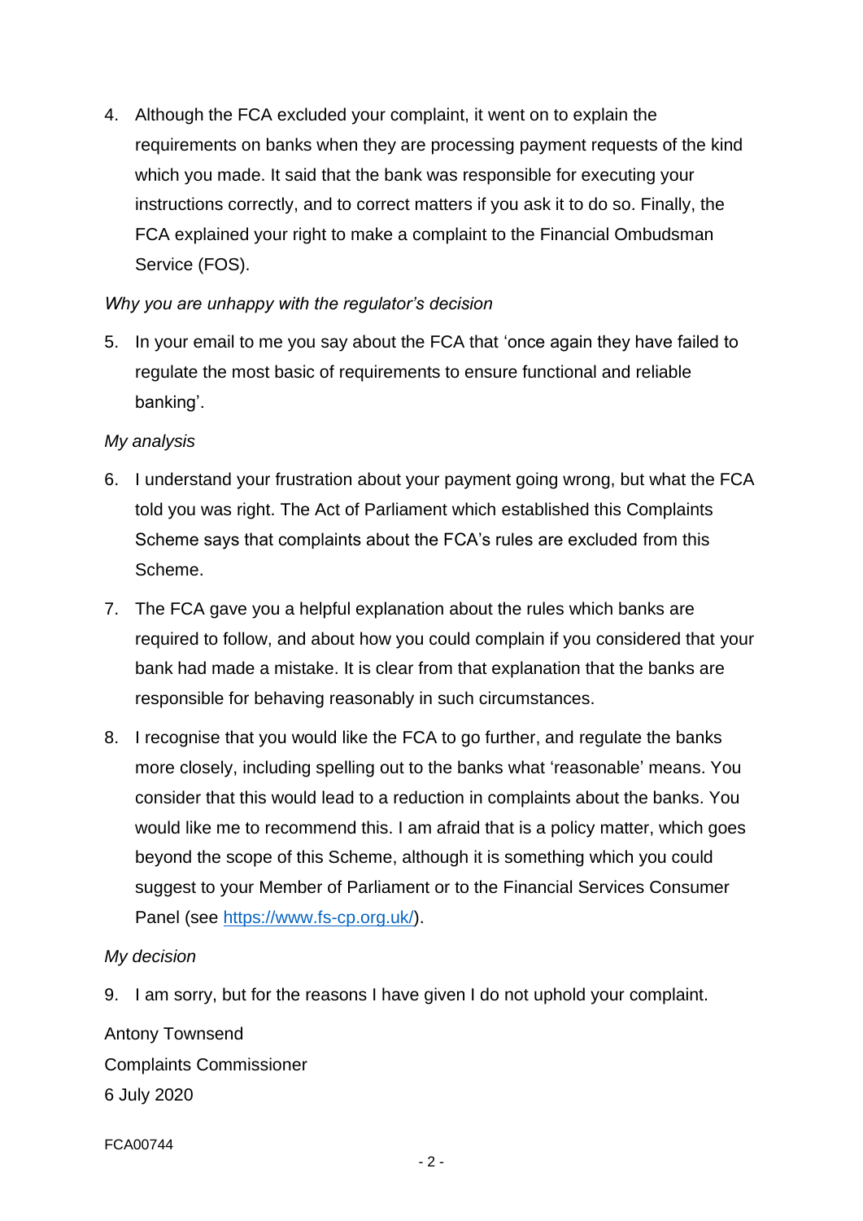4. Although the FCA excluded your complaint, it went on to explain the requirements on banks when they are processing payment requests of the kind which you made. It said that the bank was responsible for executing your instructions correctly, and to correct matters if you ask it to do so. Finally, the FCA explained your right to make a complaint to the Financial Ombudsman Service (FOS).

*Why you are unhappy with the regulator's decision*

5. In your email to me you say about the FCA that 'once again they have failed to regulate the most basic of requirements to ensure functional and reliable banking'.

*My analysis*

6. I understand your frustration about your payment going wrong, but what the FCA told you was right. The Act of Parliament which established this Complaints Scheme says that complaints about the FCA's rules are excluded from this Scheme.

7. The FCA gave you a helpful explanation about the rules which banks are required to follow, and about how you could complain if you considered that your bank had made a mistake. It is clear from that explanation that the banks are responsible for behaving reasonably in such circumstances.

8. I recognise that you would like the FCA to go further, and regulate the banks more closely, including spelling out to the banks what 'reasonable' means. You consider that this would lead to a reduction in complaints about the banks. You would like me to recommend this. I am afraid that is a policy matter, which goes beyond the scope of this Scheme, although it is something which you could suggest to your Member of Parliament or to the Financial Services Consumer Panel (see https://www.fs-cp.org.uk/).

*My decision*

9. I am sorry, but for the reasons I have given I do not uphold your complaint.

Antony Townsend
Complaints Commissioner
6 July 2020

FCA00744